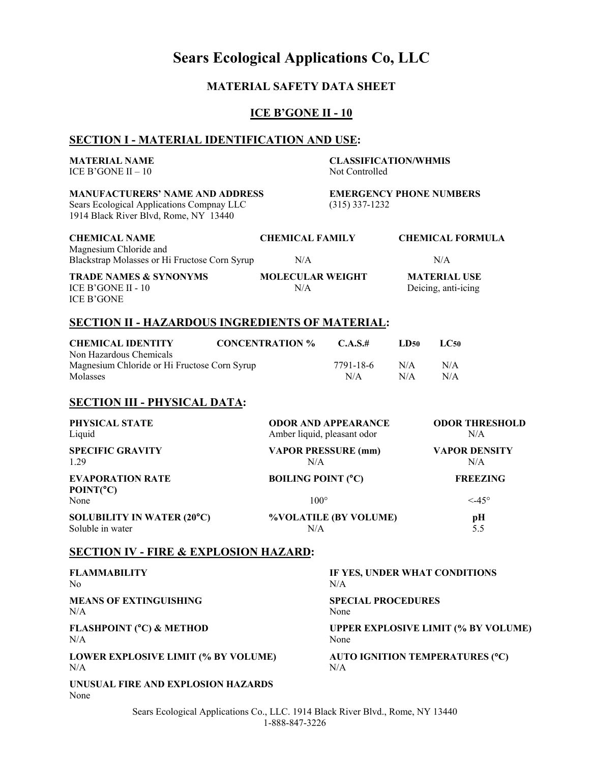# Sears Ecological Applications Co, LLC

## MATERIAL SAFETY DATA SHEET

## ICE B'GONE II - 10

## SECTION I - MATERIAL IDENTIFICATION AND USE:

**MATERIAL NAME**
ICE B'GONE II – 10

**CLASSIFICATION/WHMIS**
Not Controlled

**MANUFACTURERS' NAME AND ADDRESS**
Sears Ecological Applications Compnay LLC
1914 Black River Blvd, Rome, NY 13440

**EMERGENCY PHONE NUMBERS**
(315) 337-1232

| CHEMICAL NAME | CHEMICAL FAMILY | CHEMICAL FORMULA |
|---|---|---|
| Magnesium Chloride and Blackstrap Molasses or Hi Fructose Corn Syrup | N/A | N/A |

| TRADE NAMES & SYNONYMS | MOLECULAR WEIGHT | MATERIAL USE |
|---|---|---|
| ICE B'GONE II - 10<br>ICE B'GONE | N/A | Deicing, anti-icing |

## SECTION II - HAZARDOUS INGREDIENTS OF MATERIAL:

| CHEMICAL IDENTITY | CONCENTRATION % | C.A.S.# | $LD_{50}$ | $LC_{50}$ |
|---|---|---|---|---|
| Non Hazardous Chemicals | | | | |
| Magnesium Chloride or Hi Fructose Corn Syrup | | 7791-18-6 | N/A | N/A |
| Molasses | | N/A | N/A | N/A |

## SECTION III - PHYSICAL DATA:

| PHYSICAL STATE | ODOR AND APPEARANCE | ODOR THRESHOLD |
|---|---|---|
| Liquid | Amber liquid, pleasant odor | N/A |
| **SPECIFIC GRAVITY** | **VAPOR PRESSURE (mm)** | **VAPOR DENSITY** |
| 1.29 | N/A | N/A |
| **EVAPORATION RATE** | **BOILING POINT (°C)** | **FREEZING POINT(°C)** |
| None | 100° | <-45° |
| **SOLUBILITY IN WATER (20°C)** | **%VOLATILE (BY VOLUME)** | **pH** |
| Soluble in water | N/A | 5.5 |

## SECTION IV - FIRE & EXPLOSION HAZARD:

**FLAMMABILITY**
No

**IF YES, UNDER WHAT CONDITIONS**
N/A

**MEANS OF EXTINGUISHING**
N/A

**SPECIAL PROCEDURES**
None

**FLASHPOINT (°C) & METHOD**
N/A

**UPPER EXPLOSIVE LIMIT (% BY VOLUME)**
None

**LOWER EXPLOSIVE LIMIT (% BY VOLUME)**
N/A

**AUTO IGNITION TEMPERATURES (°C)**
N/A

**UNUSUAL FIRE AND EXPLOSION HAZARDS**
None

Sears Ecological Applications Co., LLC. 1914 Black River Blvd., Rome, NY 13440
1-888-847-3226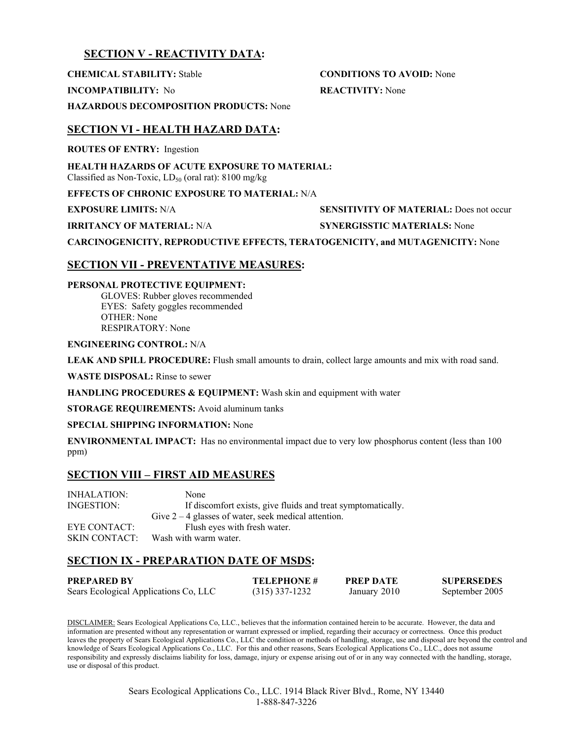## SECTION V - REACTIVITY DATA:

**CHEMICAL STABILITY:** Stable

**CONDITIONS TO AVOID:** None

**INCOMPATIBILITY:** No

**REACTIVITY:** None

**HAZARDOUS DECOMPOSITION PRODUCTS:** None

## SECTION VI - HEALTH HAZARD DATA:

**ROUTES OF ENTRY:** Ingestion

**HEALTH HAZARDS OF ACUTE EXPOSURE TO MATERIAL:**
Classified as Non-Toxic, $LD_{50}$ (oral rat): 8100 mg/kg

**EFFECTS OF CHRONIC EXPOSURE TO MATERIAL:** N/A

**EXPOSURE LIMITS:** N/A

**SENSITIVITY OF MATERIAL:** Does not occur

**IRRITANCY OF MATERIAL:** N/A

**SYNERGISSTIC MATERIALS:** None

**CARCINOGENICITY, REPRODUCTIVE EFFECTS, TERATOGENICITY, and MUTAGENICITY:** None

## SECTION VII - PREVENTATIVE MEASURES:

**PERSONAL PROTECTIVE EQUIPMENT:**

GLOVES: Rubber gloves recommended
EYES: Safety goggles recommended
OTHER: None
RESPIRATORY: None

**ENGINEERING CONTROL:** N/A

**LEAK AND SPILL PROCEDURE:** Flush small amounts to drain, collect large amounts and mix with road sand.

**WASTE DISPOSAL:** Rinse to sewer

**HANDLING PROCEDURES & EQUIPMENT:** Wash skin and equipment with water

**STORAGE REQUIREMENTS:** Avoid aluminum tanks

**SPECIAL SHIPPING INFORMATION:** None

**ENVIRONMENTAL IMPACT:** Has no environmental impact due to very low phosphorus content (less than 100 ppm)

## SECTION VIII – FIRST AID MEASURES

| | |
|---|---|
| INHALATION: | None |
| INGESTION: | If discomfort exists, give fluids and treat symptomatically. Give 2 – 4 glasses of water, seek medical attention. |
| EYE CONTACT: | Flush eyes with fresh water. |
| SKIN CONTACT: | Wash with warm water. |

## SECTION IX - PREPARATION DATE OF MSDS:

| PREPARED BY | TELEPHONE # | PREP DATE | SUPERSEDES |
|---|---|---|---|
| Sears Ecological Applications Co, LLC | (315) 337-1232 | January 2010 | September 2005 |

DISCLAIMER: Sears Ecological Applications Co, LLC., believes that the information contained herein to be accurate. However, the data and information are presented without any representation or warrant expressed or implied, regarding their accuracy or correctness. Once this product leaves the property of Sears Ecological Applications Co., LLC the condition or methods of handling, storage, use and disposal are beyond the control and knowledge of Sears Ecological Applications Co., LLC. For this and other reasons, Sears Ecological Applications Co., LLC., does not assume responsibility and expressly disclaims liability for loss, damage, injury or expense arising out of or in any way connected with the handling, storage, use or disposal of this product.

Sears Ecological Applications Co., LLC. 1914 Black River Blvd., Rome, NY 13440
1-888-847-3226